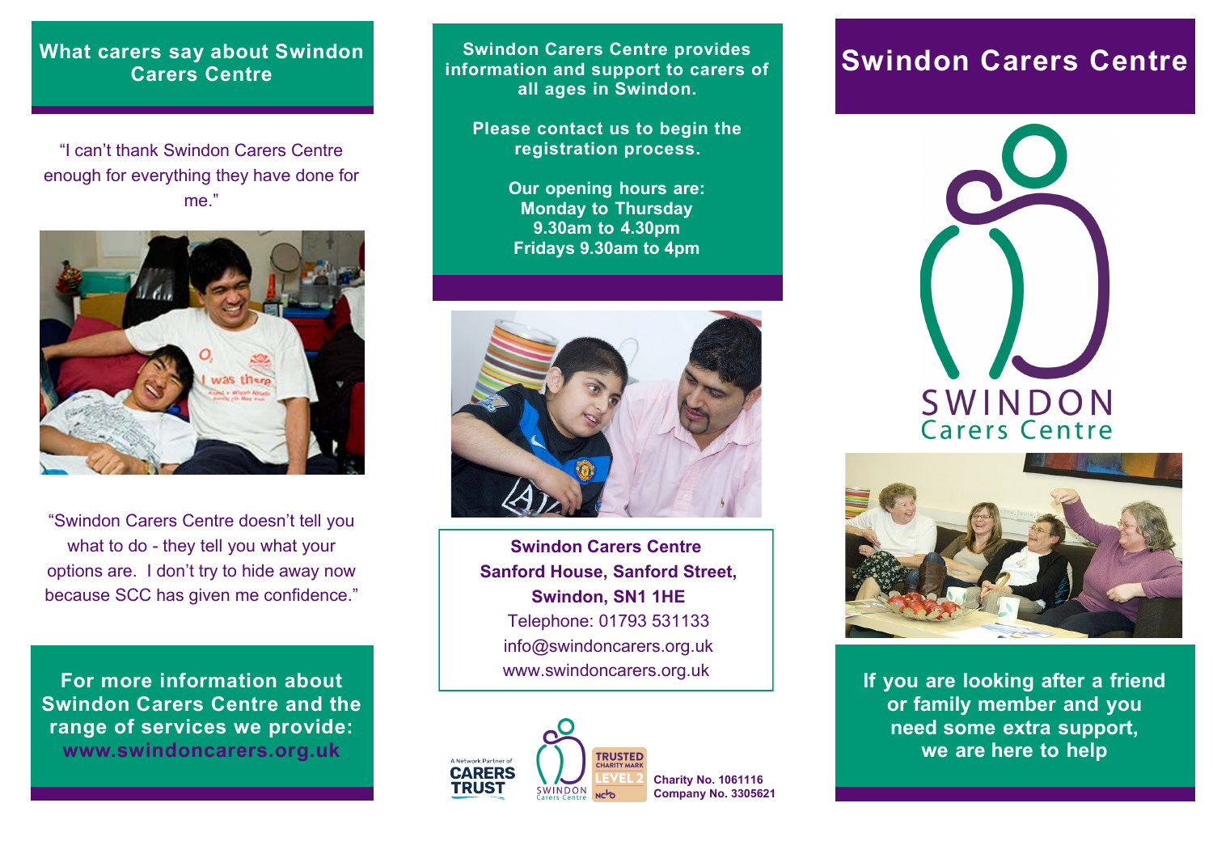## What carers say about Swindon Carers Centre

"I can't thank Swindon Carers Centre enough for everything they have done for me."

"Swindon Carers Centre doesn't tell you what to do - they tell you what your options are. I don't try to hide away now because SCC has given me confidence."

**For more information about Swindon Carers Centre and the range of services we provide: www.swindoncarers.org.uk**

**Swindon Carers Centre provides information and support to carers of all ages in Swindon.**

**Please contact us to begin the registration process.**

**Our opening hours are:**
**Monday to Thursday**
**9.30am to 4.30pm**
**Fridays 9.30am to 4pm**

**Swindon Carers Centre**
**Sanford House, Sanford Street,**
**Swindon, SN1 1HE**
Telephone: 01793 531133
info@swindoncarers.org.uk
www.swindoncarers.org.uk

A Network Partner of CARERS TRUST

SWINDON Carers Centre

TRUSTED CHARITY MARK LEVEL 2 NCVO

**Charity No. 1061116**
**Company No. 3305621**

# Swindon Carers Centre

SWINDON
Carers Centre

**If you are looking after a friend or family member and you need some extra support, we are here to help**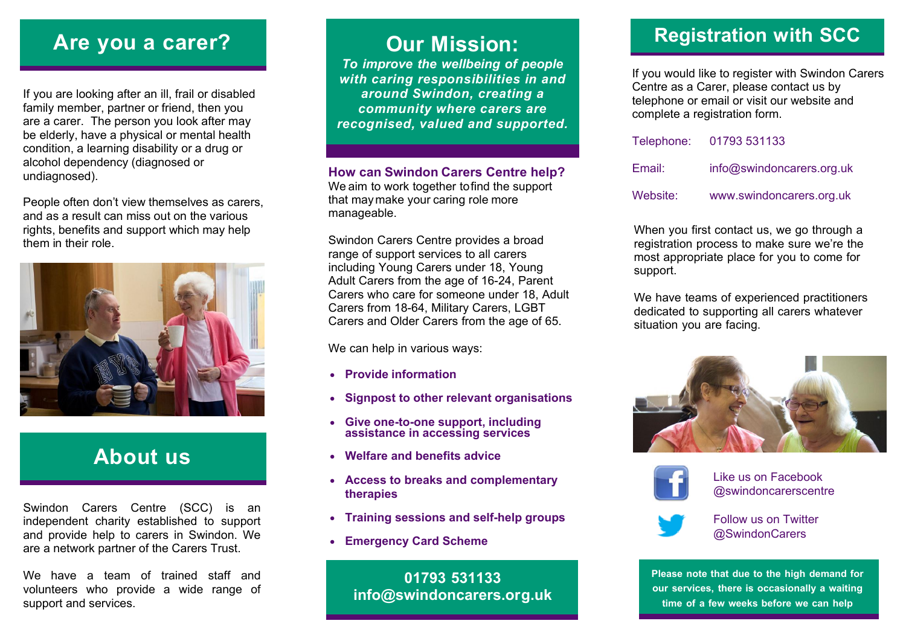# Are you a carer?

If you are looking after an ill, frail or disabled family member, partner or friend, then you are a carer. The person you look after may be elderly, have a physical or mental health condition, a learning disability or a drug or alcohol dependency (diagnosed or undiagnosed).

People often don't view themselves as carers, and as a result can miss out on the various rights, benefits and support which may help them in their role.

# About us

Swindon Carers Centre (SCC) is an independent charity established to support and provide help to carers in Swindon. We are a network partner of the Carers Trust.

We have a team of trained staff and volunteers who provide a wide range of support and services.

# Our Mission:

***To improve the wellbeing of people with caring responsibilities in and around Swindon, creating a community where carers are recognised, valued and supported.***

## How can Swindon Carers Centre help?

We aim to work together to find the support that may make your caring role more manageable.

Swindon Carers Centre provides a broad range of support services to all carers including Young Carers under 18, Young Adult Carers from the age of 16-24, Parent Carers who care for someone under 18, Adult Carers from 18-64, Military Carers, LGBT Carers and Older Carers from the age of 65.

We can help in various ways:

- **Provide information**
- **Signpost to other relevant organisations**
- **Give one-to-one support, including assistance in accessing services**
- **Welfare and benefits advice**
- **Access to breaks and complementary therapies**
- **Training sessions and self-help groups**
- **Emergency Card Scheme**

**01793 531133**
**info@swindoncarers.org.uk**

# Registration with SCC

If you would like to register with Swindon Carers Centre as a Carer, please contact us by telephone or email or visit our website and complete a registration form.

Telephone: 01793 531133

Email: info@swindoncarers.org.uk

Website: www.swindoncarers.org.uk

When you first contact us, we go through a registration process to make sure we're the most appropriate place for you to come for support.

We have teams of experienced practitioners dedicated to supporting all carers whatever situation you are facing.

Like us on Facebook
@swindoncarerscentre

Follow us on Twitter
@SwindonCarers

**Please note that due to the high demand for our services, there is occasionally a waiting time of a few weeks before we can help**